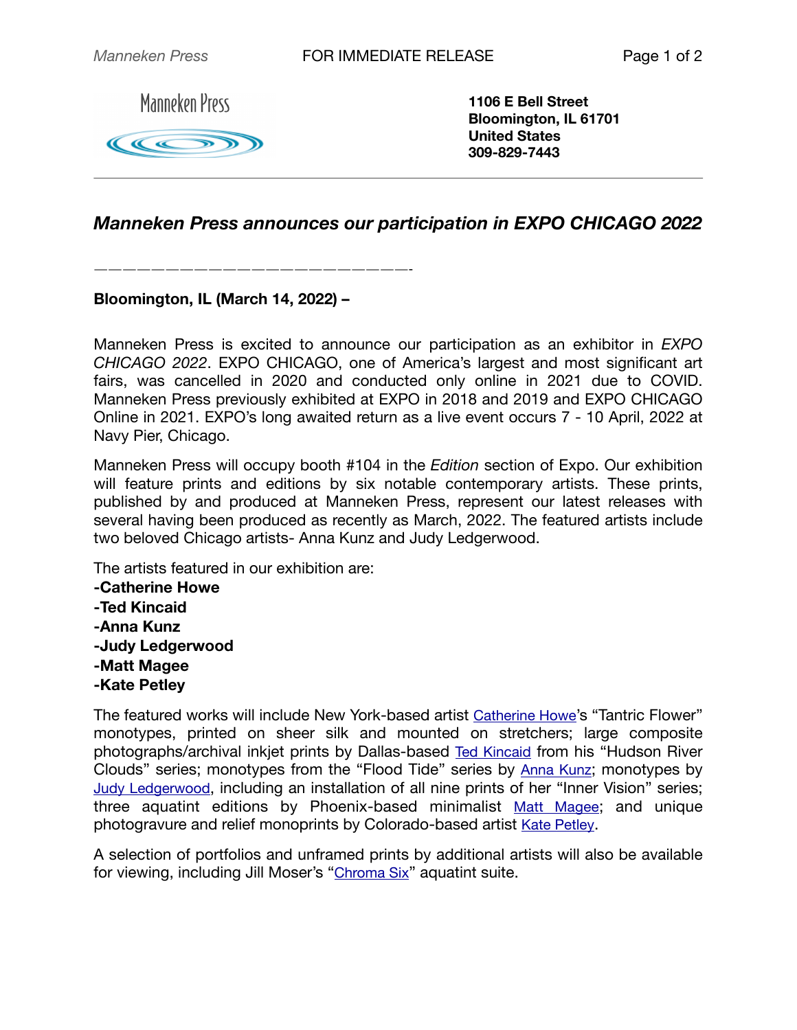Manneken Press

**1106 E Bell Street**
**Bloomington, IL 61701**
**United States**
**309-829-7443**

---

## *Manneken Press announces our participation in EXPO CHICAGO 2022*

————————————————————————-

**Bloomington, IL (March 14, 2022) –**

Manneken Press is excited to announce our participation as an exhibitor in *EXPO CHICAGO 2022*. EXPO CHICAGO, one of America's largest and most significant art fairs, was cancelled in 2020 and conducted only online in 2021 due to COVID. Manneken Press previously exhibited at EXPO in 2018 and 2019 and EXPO CHICAGO Online in 2021. EXPO's long awaited return as a live event occurs 7 - 10 April, 2022 at Navy Pier, Chicago.

Manneken Press will occupy booth #104 in the *Edition* section of Expo. Our exhibition will feature prints and editions by six notable contemporary artists. These prints, published by and produced at Manneken Press, represent our latest releases with several having been produced as recently as March, 2022. The featured artists include two beloved Chicago artists- Anna Kunz and Judy Ledgerwood.

The artists featured in our exhibition are:
**-Catherine Howe**
**-Ted Kincaid**
**-Anna Kunz**
**-Judy Ledgerwood**
**-Matt Magee**
**-Kate Petley**

The featured works will include New York-based artist Catherine Howe's "Tantric Flower" monotypes, printed on sheer silk and mounted on stretchers; large composite photographs/archival inkjet prints by Dallas-based Ted Kincaid from his "Hudson River Clouds" series; monotypes from the "Flood Tide" series by Anna Kunz; monotypes by Judy Ledgerwood, including an installation of all nine prints of her "Inner Vision" series; three aquatint editions by Phoenix-based minimalist Matt Magee; and unique photogravure and relief monoprints by Colorado-based artist Kate Petley.

A selection of portfolios and unframed prints by additional artists will also be available for viewing, including Jill Moser's "Chroma Six" aquatint suite.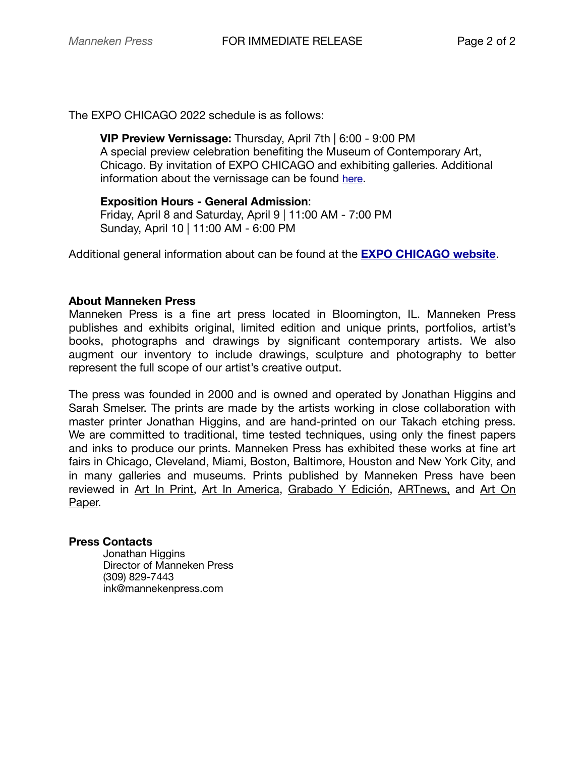The EXPO CHICAGO 2022 schedule is as follows:

> **VIP Preview Vernissage:** Thursday, April 7th | 6:00 - 9:00 PM
> A special preview celebration benefiting the Museum of Contemporary Art, Chicago. By invitation of EXPO CHICAGO and exhibiting galleries. Additional information about the vernissage can be found here.
>
> **Exposition Hours - General Admission**:
> Friday, April 8 and Saturday, April 9 | 11:00 AM - 7:00 PM
> Sunday, April 10 | 11:00 AM - 6:00 PM

Additional general information about can be found at the **EXPO CHICAGO website**.

**About Manneken Press**

Manneken Press is a fine art press located in Bloomington, IL. Manneken Press publishes and exhibits original, limited edition and unique prints, portfolios, artist's books, photographs and drawings by significant contemporary artists. We also augment our inventory to include drawings, sculpture and photography to better represent the full scope of our artist's creative output.

The press was founded in 2000 and is owned and operated by Jonathan Higgins and Sarah Smelser. The prints are made by the artists working in close collaboration with master printer Jonathan Higgins, and are hand-printed on our Takach etching press. We are committed to traditional, time tested techniques, using only the finest papers and inks to produce our prints. Manneken Press has exhibited these works at fine art fairs in Chicago, Cleveland, Miami, Boston, Baltimore, Houston and New York City, and in many galleries and museums. Prints published by Manneken Press have been reviewed in Art In Print, Art In America, Grabado Y Edición, ARTnews, and Art On Paper.

**Press Contacts**

> Jonathan Higgins
> Director of Manneken Press
> (309) 829-7443
> ink@mannekenpress.com